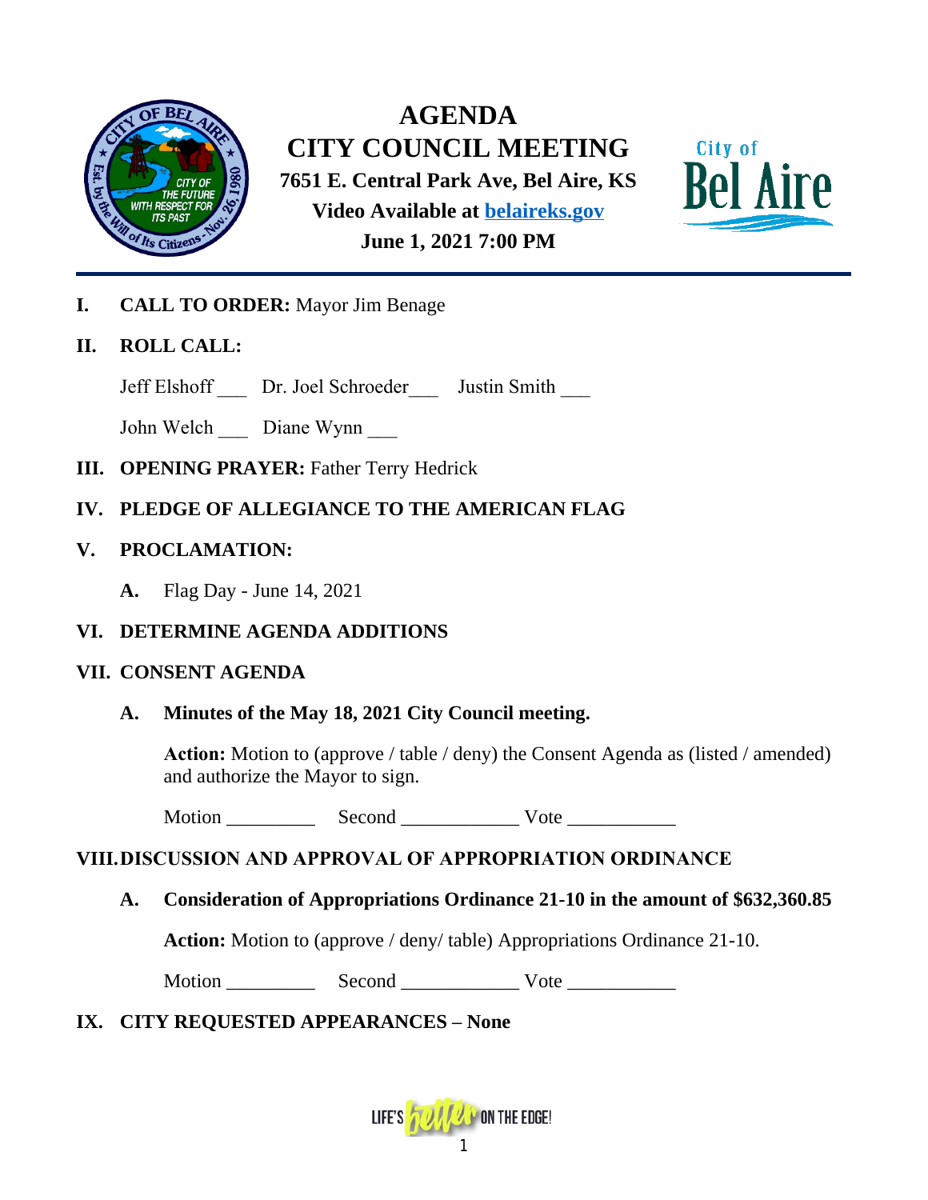# AGENDA
# CITY COUNCIL MEETING

**7651 E. Central Park Ave, Bel Aire, KS**

**Video Available at [belaireks.gov](belaireks.gov)**

**June 1, 2021 7:00 PM**

**I. CALL TO ORDER:** Mayor Jim Benage

**II. ROLL CALL:**

Jeff Elshoff ___ Dr. Joel Schroeder___ Justin Smith ___

John Welch ___ Diane Wynn ___

**III. OPENING PRAYER:** Father Terry Hedrick

**IV. PLEDGE OF ALLEGIANCE TO THE AMERICAN FLAG**

**V. PROCLAMATION:**

**A.** Flag Day - June 14, 2021

**VI. DETERMINE AGENDA ADDITIONS**

**VII. CONSENT AGENDA**

**A. Minutes of the May 18, 2021 City Council meeting.**

**Action:** Motion to (approve / table / deny) the Consent Agenda as (listed / amended) and authorize the Mayor to sign.

Motion _________ Second ____________ Vote ___________

**VIII. DISCUSSION AND APPROVAL OF APPROPRIATION ORDINANCE**

**A. Consideration of Appropriations Ordinance 21-10 in the amount of $632,360.85**

**Action:** Motion to (approve / deny/ table) Appropriations Ordinance 21-10.

Motion _________ Second ____________ Vote ___________

**IX. CITY REQUESTED APPEARANCES – None**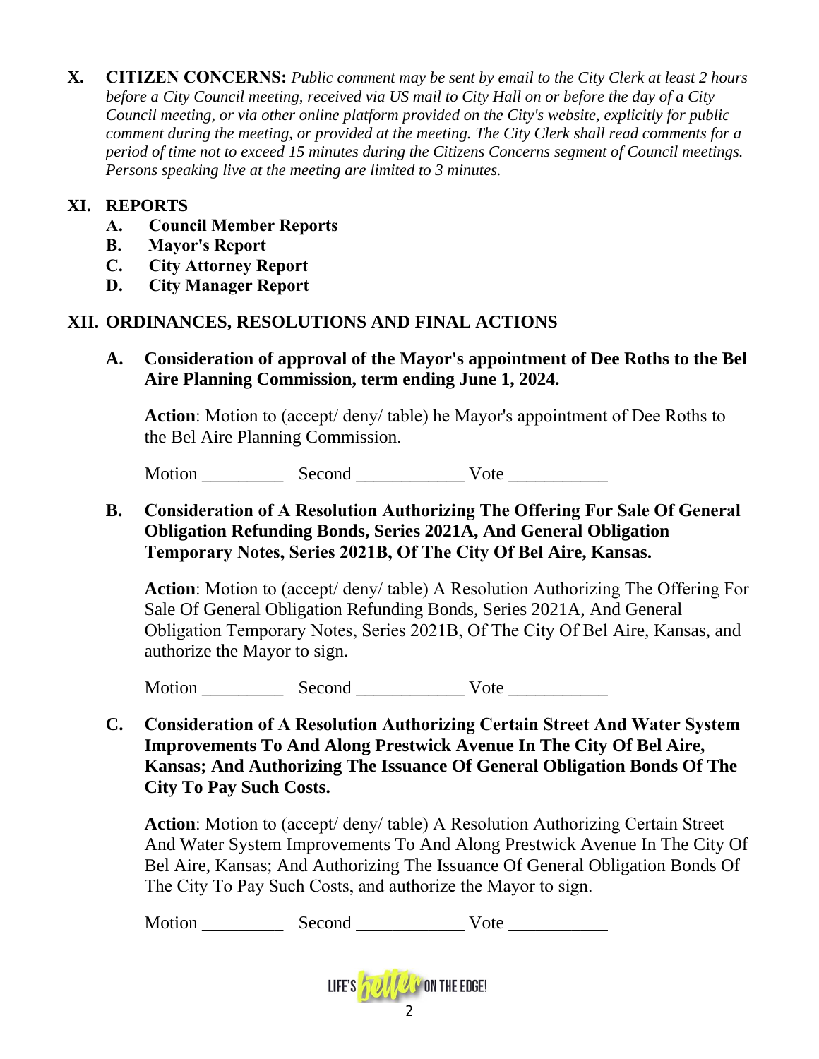## X. CITIZEN CONCERNS:

*Public comment may be sent by email to the City Clerk at least 2 hours before a City Council meeting, received via US mail to City Hall on or before the day of a City Council meeting, or via other online platform provided on the City's website, explicitly for public comment during the meeting, or provided at the meeting. The City Clerk shall read comments for a period of time not to exceed 15 minutes during the Citizens Concerns segment of Council meetings. Persons speaking live at the meeting are limited to 3 minutes.*

## XI. REPORTS

- **A. Council Member Reports**
- **B. Mayor's Report**
- **C. City Attorney Report**
- **D. City Manager Report**

## XII. ORDINANCES, RESOLUTIONS AND FINAL ACTIONS

### A. Consideration of approval of the Mayor's appointment of Dee Roths to the Bel Aire Planning Commission, term ending June 1, 2024.

**Action**: Motion to (accept/ deny/ table) he Mayor's appointment of Dee Roths to the Bel Aire Planning Commission.

Motion _________ Second ____________ Vote ___________

### B. Consideration of A Resolution Authorizing The Offering For Sale Of General Obligation Refunding Bonds, Series 2021A, And General Obligation Temporary Notes, Series 2021B, Of The City Of Bel Aire, Kansas.

**Action**: Motion to (accept/ deny/ table) A Resolution Authorizing The Offering For Sale Of General Obligation Refunding Bonds, Series 2021A, And General Obligation Temporary Notes, Series 2021B, Of The City Of Bel Aire, Kansas, and authorize the Mayor to sign.

Motion _________ Second ____________ Vote ___________

### C. Consideration of A Resolution Authorizing Certain Street And Water System Improvements To And Along Prestwick Avenue In The City Of Bel Aire, Kansas; And Authorizing The Issuance Of General Obligation Bonds Of The City To Pay Such Costs.

**Action**: Motion to (accept/ deny/ table) A Resolution Authorizing Certain Street And Water System Improvements To And Along Prestwick Avenue In The City Of Bel Aire, Kansas; And Authorizing The Issuance Of General Obligation Bonds Of The City To Pay Such Costs, and authorize the Mayor to sign.

Motion _________ Second ____________ Vote ___________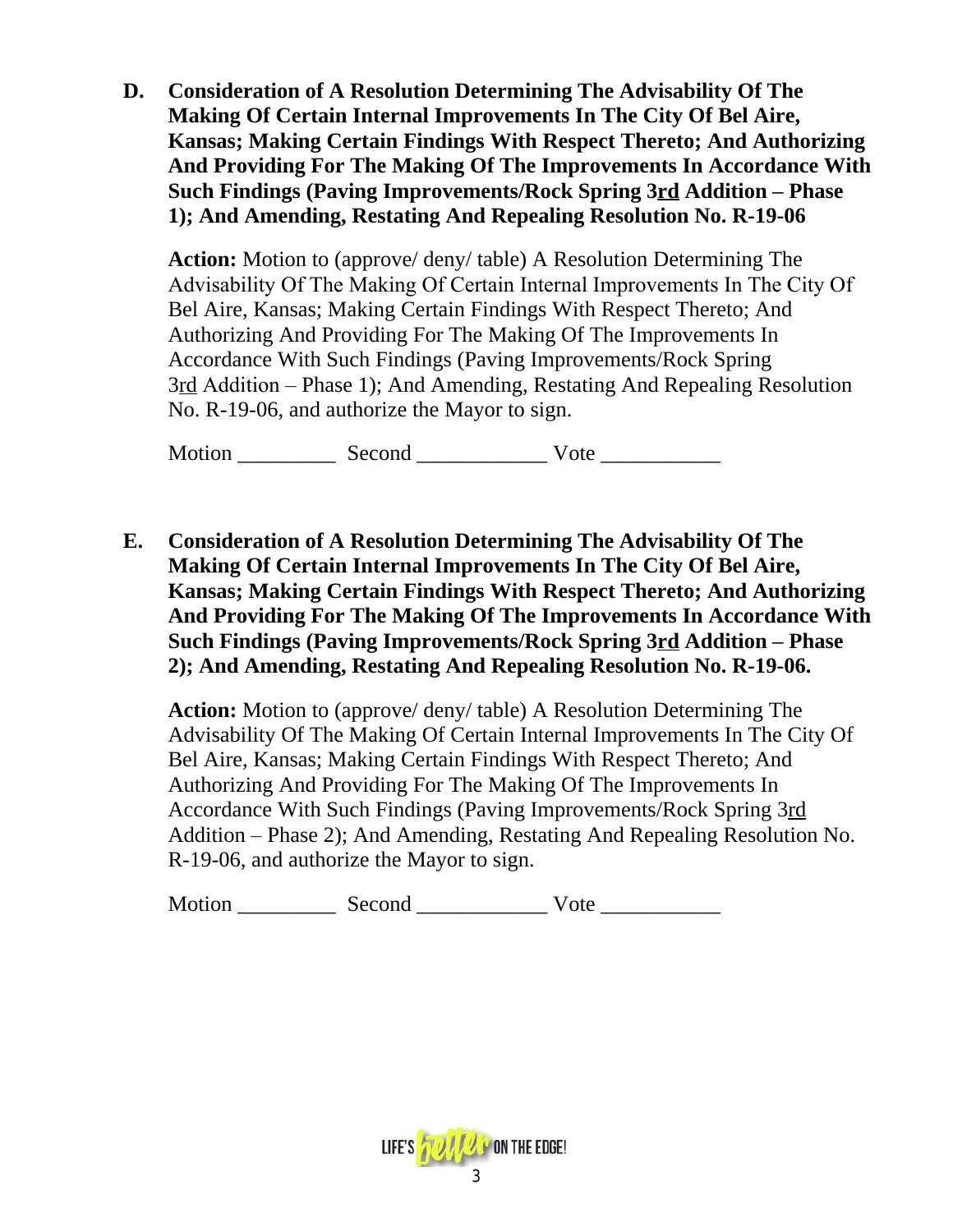**D. Consideration of A Resolution Determining The Advisability Of The Making Of Certain Internal Improvements In The City Of Bel Aire, Kansas; Making Certain Findings With Respect Thereto; And Authorizing And Providing For The Making Of The Improvements In Accordance With Such Findings (Paving Improvements/Rock Spring 3rd Addition – Phase 1); And Amending, Restating And Repealing Resolution No. R-19-06**

**Action:** Motion to (approve/ deny/ table) A Resolution Determining The Advisability Of The Making Of Certain Internal Improvements In The City Of Bel Aire, Kansas; Making Certain Findings With Respect Thereto; And Authorizing And Providing For The Making Of The Improvements In Accordance With Such Findings (Paving Improvements/Rock Spring 3rd Addition – Phase 1); And Amending, Restating And Repealing Resolution No. R-19-06, and authorize the Mayor to sign.

Motion _________ Second ____________ Vote ___________

**E. Consideration of A Resolution Determining The Advisability Of The Making Of Certain Internal Improvements In The City Of Bel Aire, Kansas; Making Certain Findings With Respect Thereto; And Authorizing And Providing For The Making Of The Improvements In Accordance With Such Findings (Paving Improvements/Rock Spring 3rd Addition – Phase 2); And Amending, Restating And Repealing Resolution No. R-19-06.**

**Action:** Motion to (approve/ deny/ table) A Resolution Determining The Advisability Of The Making Of Certain Internal Improvements In The City Of Bel Aire, Kansas; Making Certain Findings With Respect Thereto; And Authorizing And Providing For The Making Of The Improvements In Accordance With Such Findings (Paving Improvements/Rock Spring 3rd Addition – Phase 2); And Amending, Restating And Repealing Resolution No. R-19-06, and authorize the Mayor to sign.

Motion _________ Second ____________ Vote ___________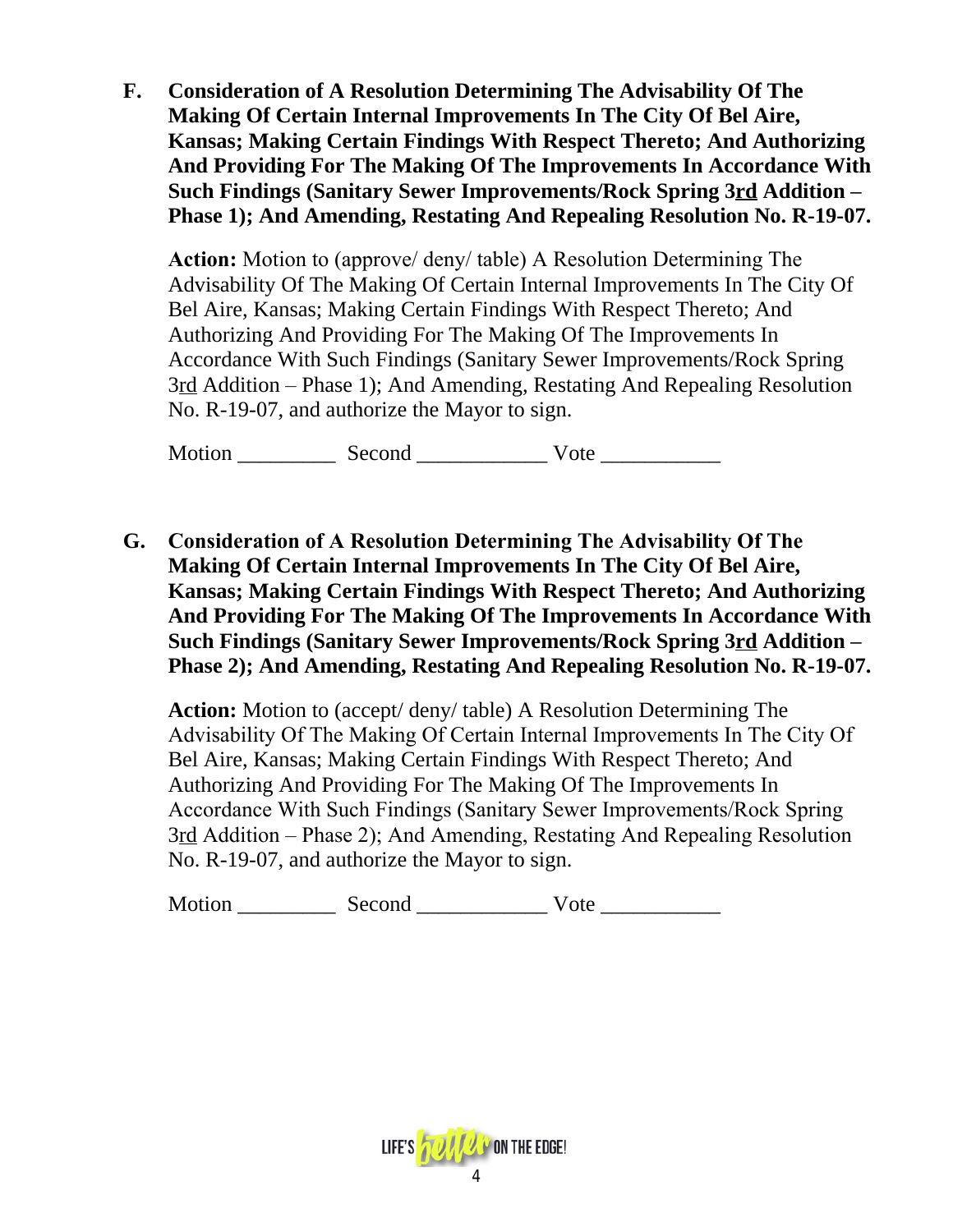**F. Consideration of A Resolution Determining The Advisability Of The Making Of Certain Internal Improvements In The City Of Bel Aire, Kansas; Making Certain Findings With Respect Thereto; And Authorizing And Providing For The Making Of The Improvements In Accordance With Such Findings (Sanitary Sewer Improvements/Rock Spring 3rd Addition – Phase 1); And Amending, Restating And Repealing Resolution No. R-19-07.**

**Action:** Motion to (approve/ deny/ table) A Resolution Determining The Advisability Of The Making Of Certain Internal Improvements In The City Of Bel Aire, Kansas; Making Certain Findings With Respect Thereto; And Authorizing And Providing For The Making Of The Improvements In Accordance With Such Findings (Sanitary Sewer Improvements/Rock Spring 3rd Addition – Phase 1); And Amending, Restating And Repealing Resolution No. R-19-07, and authorize the Mayor to sign.

Motion _________ Second ____________ Vote ___________

**G. Consideration of A Resolution Determining The Advisability Of The Making Of Certain Internal Improvements In The City Of Bel Aire, Kansas; Making Certain Findings With Respect Thereto; And Authorizing And Providing For The Making Of The Improvements In Accordance With Such Findings (Sanitary Sewer Improvements/Rock Spring 3rd Addition – Phase 2); And Amending, Restating And Repealing Resolution No. R-19-07.**

**Action:** Motion to (accept/ deny/ table) A Resolution Determining The Advisability Of The Making Of Certain Internal Improvements In The City Of Bel Aire, Kansas; Making Certain Findings With Respect Thereto; And Authorizing And Providing For The Making Of The Improvements In Accordance With Such Findings (Sanitary Sewer Improvements/Rock Spring 3rd Addition – Phase 2); And Amending, Restating And Repealing Resolution No. R-19-07, and authorize the Mayor to sign.

Motion _________ Second ____________ Vote ___________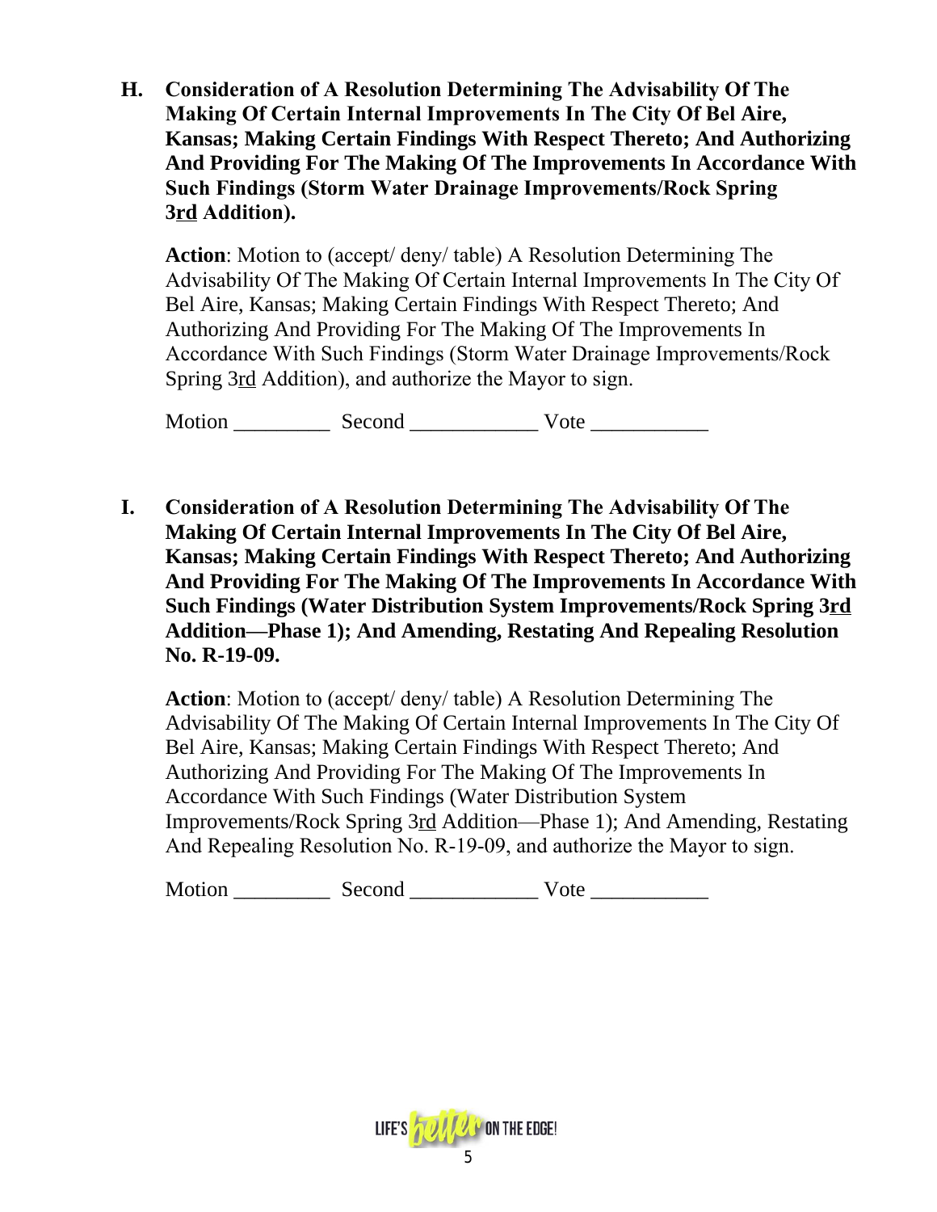**H. Consideration of A Resolution Determining The Advisability Of The Making Of Certain Internal Improvements In The City Of Bel Aire, Kansas; Making Certain Findings With Respect Thereto; And Authorizing And Providing For The Making Of The Improvements In Accordance With Such Findings (Storm Water Drainage Improvements/Rock Spring 3rd Addition).**

**Action**: Motion to (accept/ deny/ table) A Resolution Determining The Advisability Of The Making Of Certain Internal Improvements In The City Of Bel Aire, Kansas; Making Certain Findings With Respect Thereto; And Authorizing And Providing For The Making Of The Improvements In Accordance With Such Findings (Storm Water Drainage Improvements/Rock Spring 3rd Addition), and authorize the Mayor to sign.

Motion _________ Second ____________ Vote ___________

**I. Consideration of A Resolution Determining The Advisability Of The Making Of Certain Internal Improvements In The City Of Bel Aire, Kansas; Making Certain Findings With Respect Thereto; And Authorizing And Providing For The Making Of The Improvements In Accordance With Such Findings (Water Distribution System Improvements/Rock Spring 3rd Addition—Phase 1); And Amending, Restating And Repealing Resolution No. R-19-09.**

**Action**: Motion to (accept/ deny/ table) A Resolution Determining The Advisability Of The Making Of Certain Internal Improvements In The City Of Bel Aire, Kansas; Making Certain Findings With Respect Thereto; And Authorizing And Providing For The Making Of The Improvements In Accordance With Such Findings (Water Distribution System Improvements/Rock Spring 3rd Addition—Phase 1); And Amending, Restating And Repealing Resolution No. R-19-09, and authorize the Mayor to sign.

Motion _________ Second ____________ Vote ___________

LIFE'S better ON THE EDGE!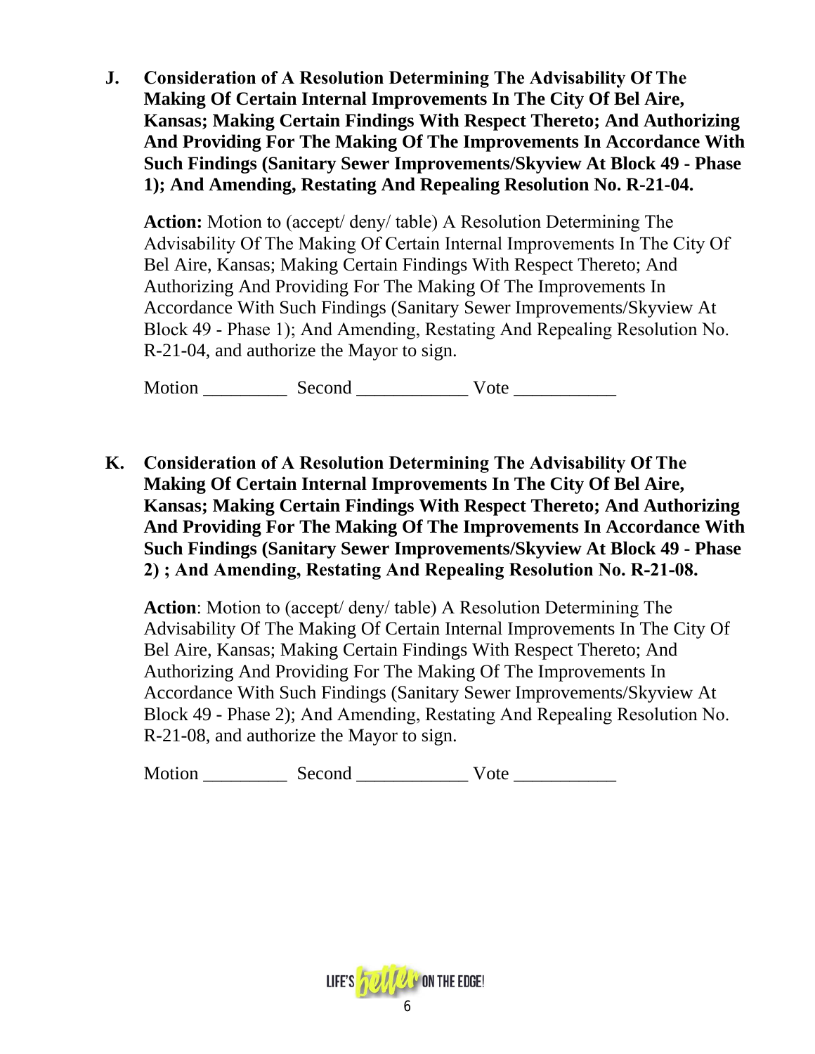**J. Consideration of A Resolution Determining The Advisability Of The Making Of Certain Internal Improvements In The City Of Bel Aire, Kansas; Making Certain Findings With Respect Thereto; And Authorizing And Providing For The Making Of The Improvements In Accordance With Such Findings (Sanitary Sewer Improvements/Skyview At Block 49 - Phase 1); And Amending, Restating And Repealing Resolution No. R-21-04.**

**Action:** Motion to (accept/ deny/ table) A Resolution Determining The Advisability Of The Making Of Certain Internal Improvements In The City Of Bel Aire, Kansas; Making Certain Findings With Respect Thereto; And Authorizing And Providing For The Making Of The Improvements In Accordance With Such Findings (Sanitary Sewer Improvements/Skyview At Block 49 - Phase 1); And Amending, Restating And Repealing Resolution No. R-21-04, and authorize the Mayor to sign.

Motion _________ Second ____________ Vote ___________

**K. Consideration of A Resolution Determining The Advisability Of The Making Of Certain Internal Improvements In The City Of Bel Aire, Kansas; Making Certain Findings With Respect Thereto; And Authorizing And Providing For The Making Of The Improvements In Accordance With Such Findings (Sanitary Sewer Improvements/Skyview At Block 49 - Phase 2) ; And Amending, Restating And Repealing Resolution No. R-21-08.**

**Action**: Motion to (accept/ deny/ table) A Resolution Determining The Advisability Of The Making Of Certain Internal Improvements In The City Of Bel Aire, Kansas; Making Certain Findings With Respect Thereto; And Authorizing And Providing For The Making Of The Improvements In Accordance With Such Findings (Sanitary Sewer Improvements/Skyview At Block 49 - Phase 2); And Amending, Restating And Repealing Resolution No. R-21-08, and authorize the Mayor to sign.

Motion _________ Second ____________ Vote ___________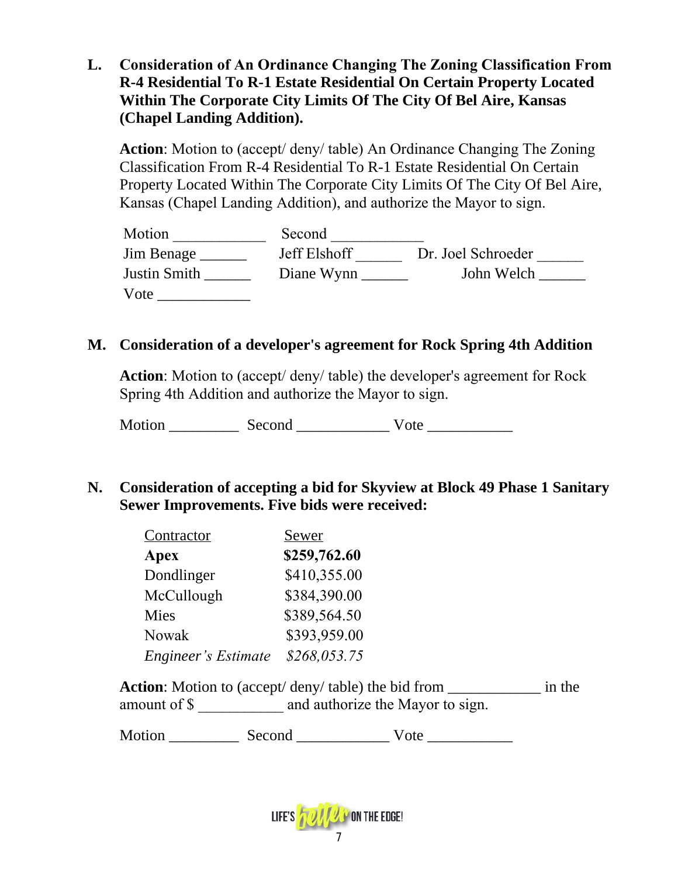**L. Consideration of An Ordinance Changing The Zoning Classification From R-4 Residential To R-1 Estate Residential On Certain Property Located Within The Corporate City Limits Of The City Of Bel Aire, Kansas (Chapel Landing Addition).**

**Action**: Motion to (accept/ deny/ table) An Ordinance Changing The Zoning Classification From R-4 Residential To R-1 Estate Residential On Certain Property Located Within The Corporate City Limits Of The City Of Bel Aire, Kansas (Chapel Landing Addition), and authorize the Mayor to sign.

Motion ____________ Second ____________

Jim Benage ______ Jeff Elshoff ______ Dr. Joel Schroeder ______

Justin Smith ______ Diane Wynn ______ John Welch ______

Vote ____________

**M. Consideration of a developer's agreement for Rock Spring 4th Addition**

**Action**: Motion to (accept/ deny/ table) the developer's agreement for Rock Spring 4th Addition and authorize the Mayor to sign.

Motion _________ Second ____________ Vote ___________

**N. Consideration of accepting a bid for Skyview at Block 49 Phase 1 Sanitary Sewer Improvements. Five bids were received:**

| Contractor | Sewer |
| --- | --- |
| **Apex** | **$259,762.60** |
| Dondlinger | $410,355.00 |
| McCullough | $384,390.00 |
| Mies | $389,564.50 |
| Nowak | $393,959.00 |
| *Engineer's Estimate* | *$268,053.75* |

**Action**: Motion to (accept/ deny/ table) the bid from ____________ in the amount of $ ___________ and authorize the Mayor to sign.

Motion _________ Second ____________ Vote ___________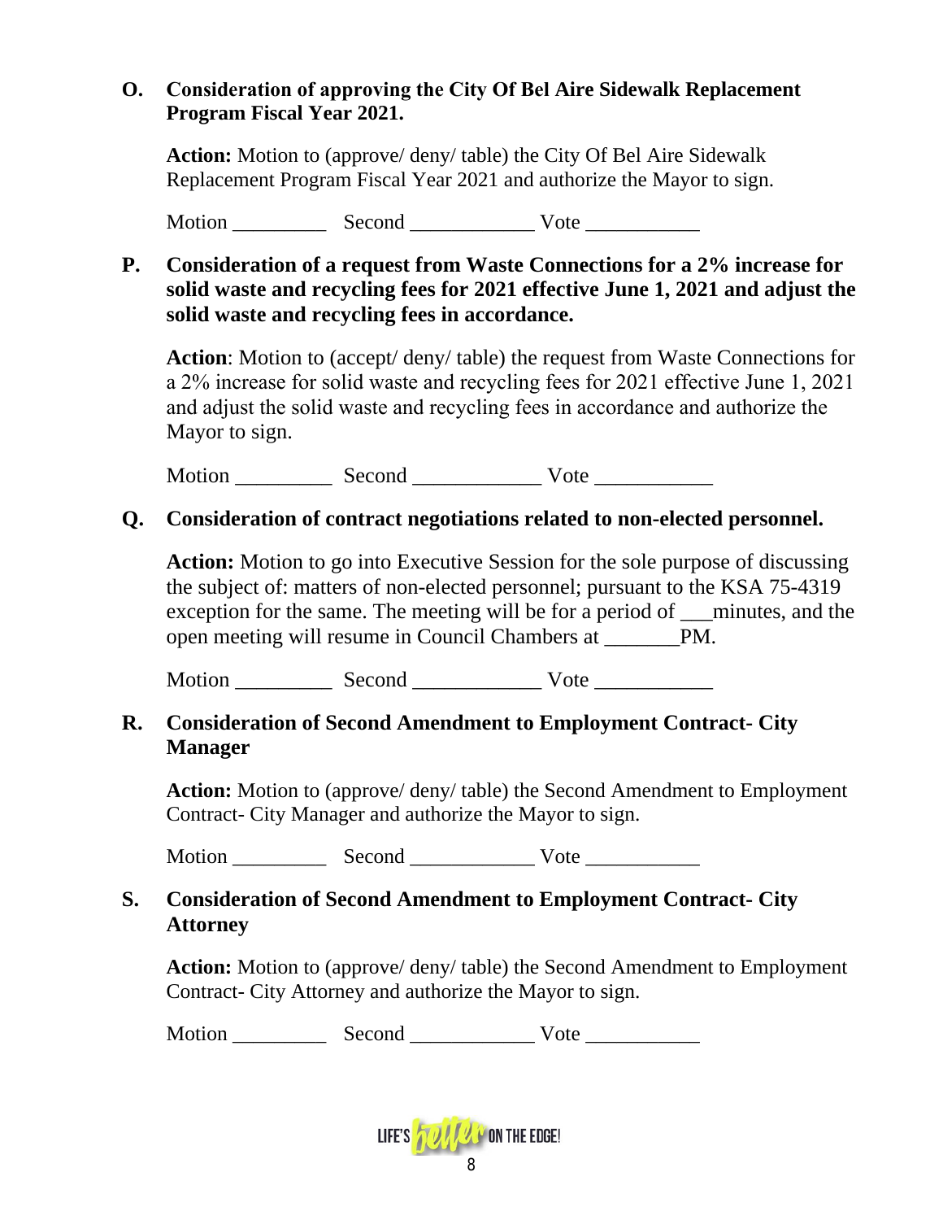**O. Consideration of approving the City Of Bel Aire Sidewalk Replacement Program Fiscal Year 2021.**

**Action:** Motion to (approve/ deny/ table) the City Of Bel Aire Sidewalk Replacement Program Fiscal Year 2021 and authorize the Mayor to sign.

Motion _________ Second ____________ Vote ___________

**P. Consideration of a request from Waste Connections for a 2% increase for solid waste and recycling fees for 2021 effective June 1, 2021 and adjust the solid waste and recycling fees in accordance.**

**Action**: Motion to (accept/ deny/ table) the request from Waste Connections for a 2% increase for solid waste and recycling fees for 2021 effective June 1, 2021 and adjust the solid waste and recycling fees in accordance and authorize the Mayor to sign.

Motion _________ Second ____________ Vote ___________

**Q. Consideration of contract negotiations related to non-elected personnel.**

**Action:** Motion to go into Executive Session for the sole purpose of discussing the subject of: matters of non-elected personnel; pursuant to the KSA 75-4319 exception for the same. The meeting will be for a period of ___minutes, and the open meeting will resume in Council Chambers at _______PM.

Motion _________ Second ____________ Vote ___________

**R. Consideration of Second Amendment to Employment Contract- City Manager**

**Action:** Motion to (approve/ deny/ table) the Second Amendment to Employment Contract- City Manager and authorize the Mayor to sign.

Motion _________ Second ____________ Vote ___________

**S. Consideration of Second Amendment to Employment Contract- City Attorney**

**Action:** Motion to (approve/ deny/ table) the Second Amendment to Employment Contract- City Attorney and authorize the Mayor to sign.

Motion _________ Second ____________ Vote ___________

LIFE'S better ON THE EDGE!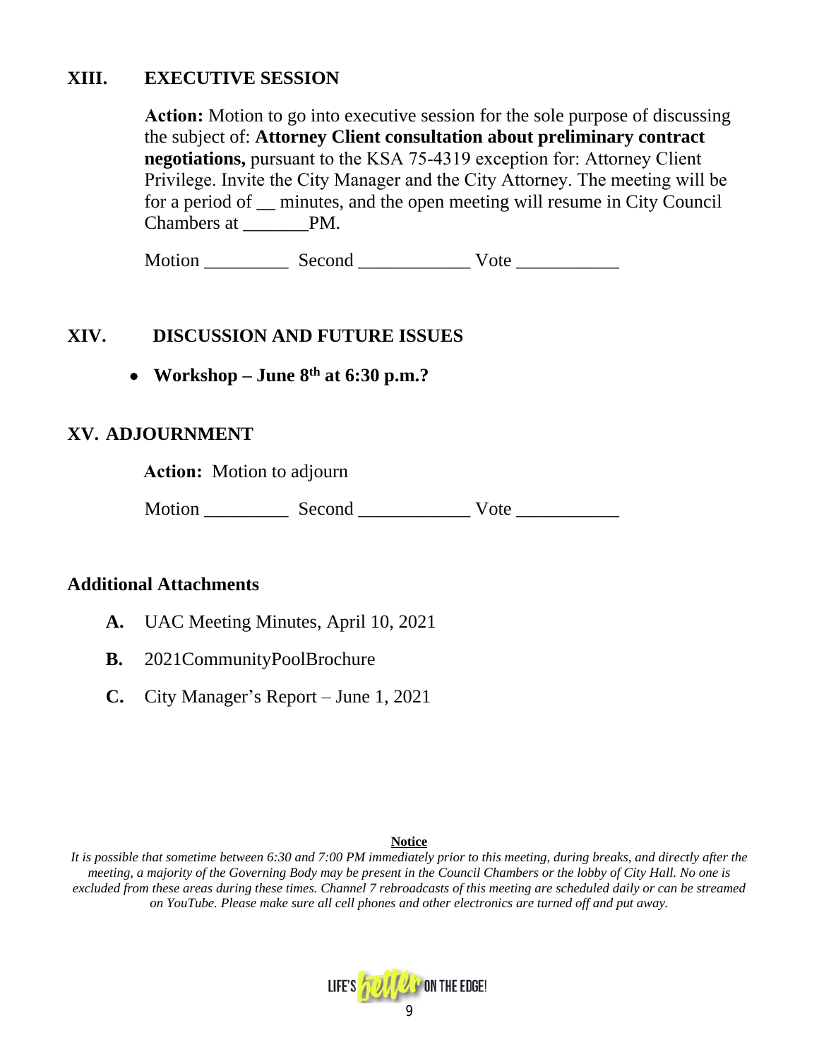## XIII. EXECUTIVE SESSION

**Action:** Motion to go into executive session for the sole purpose of discussing the subject of: **Attorney Client consultation about preliminary contract negotiations,** pursuant to the KSA 75-4319 exception for: Attorney Client Privilege. Invite the City Manager and the City Attorney. The meeting will be for a period of __ minutes, and the open meeting will resume in City Council Chambers at _______PM.

Motion _________ Second ____________ Vote ___________

## XIV. DISCUSSION AND FUTURE ISSUES

- **Workshop – June 8th at 6:30 p.m.?**

## XV. ADJOURNMENT

**Action:** Motion to adjourn

Motion _________ Second ____________ Vote ___________

## Additional Attachments

**A.** UAC Meeting Minutes, April 10, 2021

**B.** 2021CommunityPoolBrochure

**C.** City Manager's Report – June 1, 2021

**Notice**

*It is possible that sometime between 6:30 and 7:00 PM immediately prior to this meeting, during breaks, and directly after the meeting, a majority of the Governing Body may be present in the Council Chambers or the lobby of City Hall. No one is excluded from these areas during these times. Channel 7 rebroadcasts of this meeting are scheduled daily or can be streamed on YouTube. Please make sure all cell phones and other electronics are turned off and put away.*

LIFE'S better ON THE EDGE!